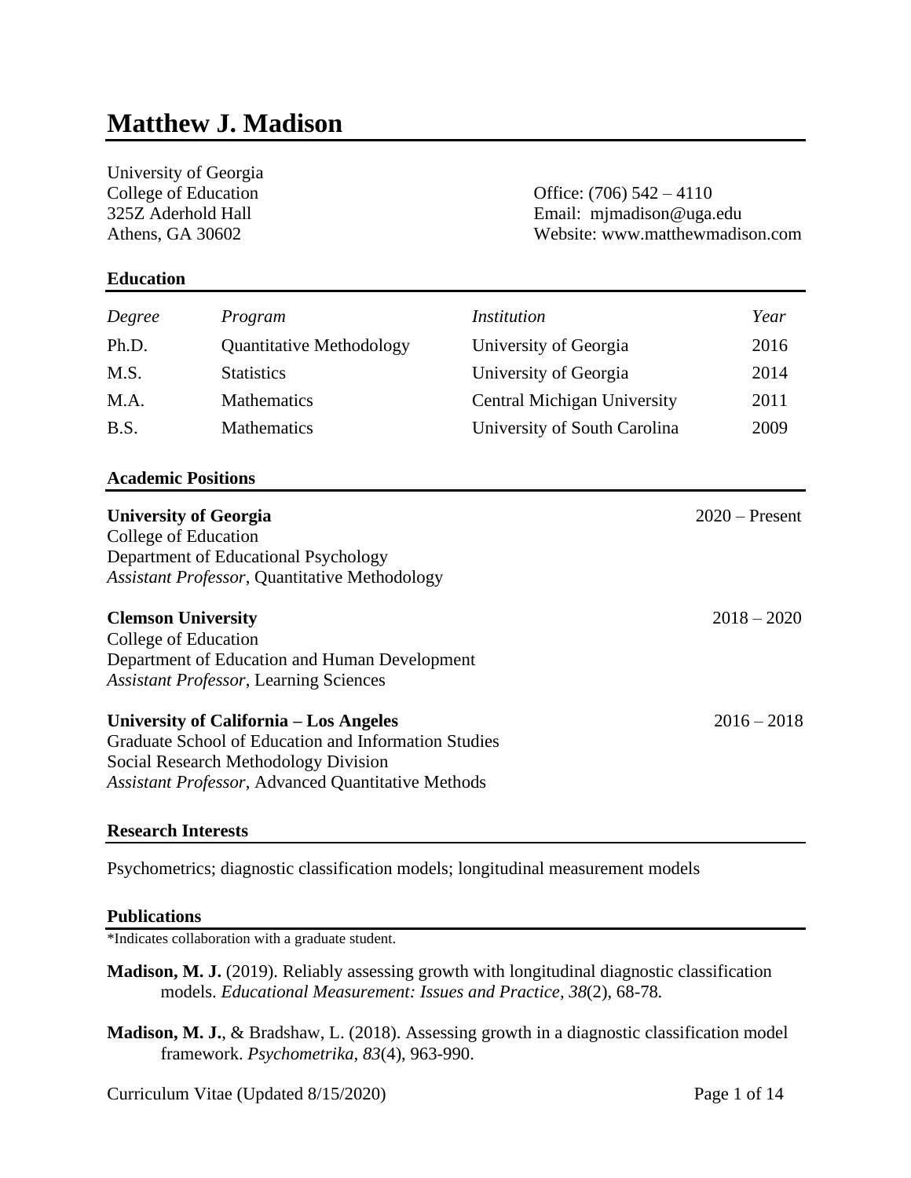# Matthew J. Madison

University of Georgia
College of Education
325Z Aderhold Hall
Athens, GA 30602

Office: (706) 542 – 4110
Email: mjmadison@uga.edu
Website: www.matthewmadison.com

## Education

| *Degree* | *Program* | *Institution* | *Year* |
|---|---|---|---|
| Ph.D. | Quantitative Methodology | University of Georgia | 2016 |
| M.S. | Statistics | University of Georgia | 2014 |
| M.A. | Mathematics | Central Michigan University | 2011 |
| B.S. | Mathematics | University of South Carolina | 2009 |

## Academic Positions

**University of Georgia** — 2020 – Present
College of Education
Department of Educational Psychology
*Assistant Professor*, Quantitative Methodology

**Clemson University** — 2018 – 2020
College of Education
Department of Education and Human Development
*Assistant Professor*, Learning Sciences

**University of California – Los Angeles** — 2016 – 2018
Graduate School of Education and Information Studies
Social Research Methodology Division
*Assistant Professor*, Advanced Quantitative Methods

## Research Interests

Psychometrics; diagnostic classification models; longitudinal measurement models

## Publications

*Indicates collaboration with a graduate student.

**Madison, M. J.** (2019). Reliably assessing growth with longitudinal diagnostic classification models. *Educational Measurement: Issues and Practice*, *38*(2), 68-78.

**Madison, M. J.**, & Bradshaw, L. (2018). Assessing growth in a diagnostic classification model framework. *Psychometrika*, *83*(4), 963-990.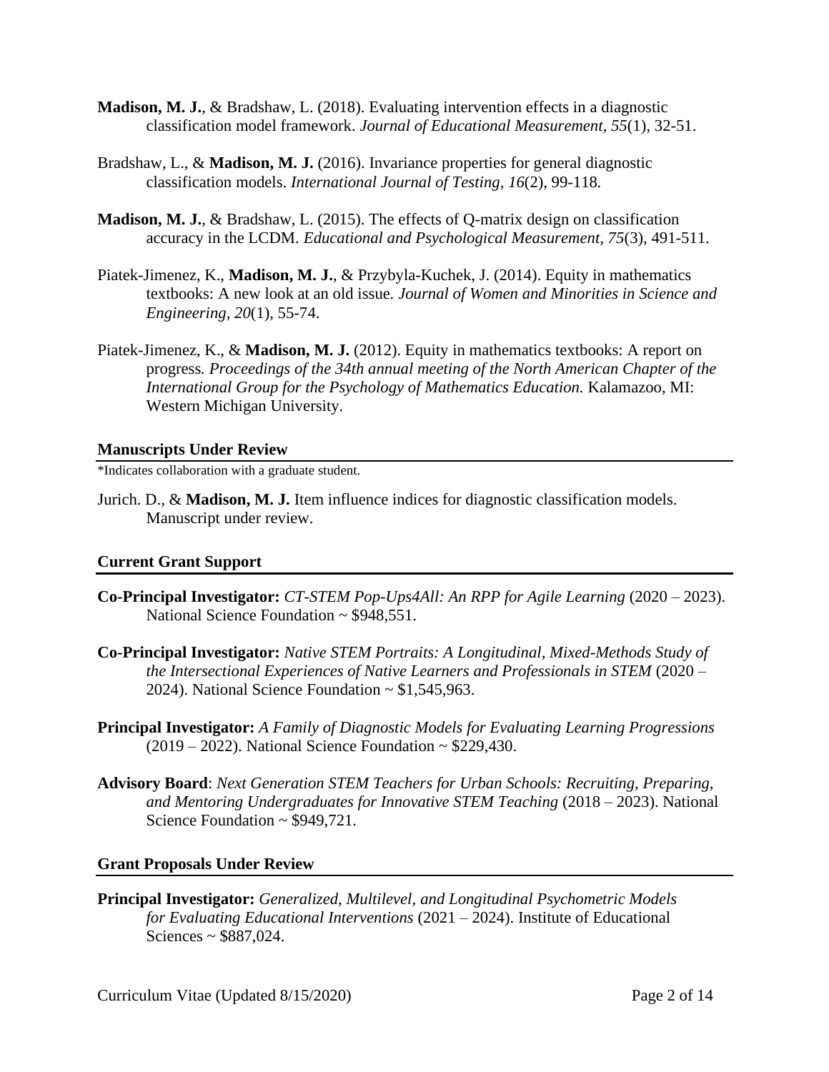**Madison, M. J.**, & Bradshaw, L. (2018). Evaluating intervention effects in a diagnostic classification model framework. *Journal of Educational Measurement, 55*(1), 32-51.

Bradshaw, L., & **Madison, M. J.** (2016). Invariance properties for general diagnostic classification models. *International Journal of Testing, 16*(2), 99-118.

**Madison, M. J.**, & Bradshaw, L. (2015). The effects of Q-matrix design on classification accuracy in the LCDM. *Educational and Psychological Measurement, 75*(3), 491-511.

Piatek-Jimenez, K., **Madison, M. J.**, & Przybyla-Kuchek, J. (2014). Equity in mathematics textbooks: A new look at an old issue. *Journal of Women and Minorities in Science and Engineering, 20*(1), 55-74.

Piatek-Jimenez, K., & **Madison, M. J.** (2012). Equity in mathematics textbooks: A report on progress. *Proceedings of the 34th annual meeting of the North American Chapter of the International Group for the Psychology of Mathematics Education.* Kalamazoo, MI: Western Michigan University.

## Manuscripts Under Review

*Indicates collaboration with a graduate student.

Jurich. D., & **Madison, M. J.** Item influence indices for diagnostic classification models. Manuscript under review.

## Current Grant Support

**Co-Principal Investigator:** *CT-STEM Pop-Ups4All: An RPP for Agile Learning* (2020 – 2023). National Science Foundation ~ $948,551.

**Co-Principal Investigator:** *Native STEM Portraits: A Longitudinal, Mixed-Methods Study of the Intersectional Experiences of Native Learners and Professionals in STEM* (2020 – 2024). National Science Foundation ~ $1,545,963.

**Principal Investigator:** *A Family of Diagnostic Models for Evaluating Learning Progressions* (2019 – 2022). National Science Foundation ~ $229,430.

**Advisory Board**: *Next Generation STEM Teachers for Urban Schools: Recruiting, Preparing, and Mentoring Undergraduates for Innovative STEM Teaching* (2018 – 2023). National Science Foundation ~ $949,721.

## Grant Proposals Under Review

**Principal Investigator:** *Generalized, Multilevel, and Longitudinal Psychometric Models for Evaluating Educational Interventions* (2021 – 2024). Institute of Educational Sciences ~ $887,024.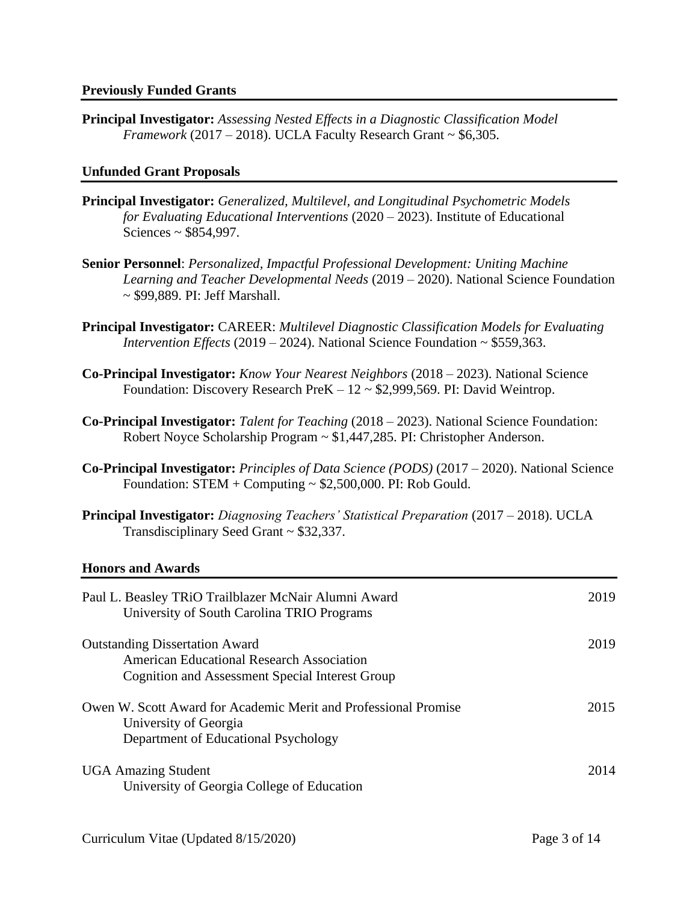## Previously Funded Grants

**Principal Investigator:** *Assessing Nested Effects in a Diagnostic Classification Model Framework* (2017 – 2018). UCLA Faculty Research Grant ~ $6,305.

## Unfunded Grant Proposals

**Principal Investigator:** *Generalized, Multilevel, and Longitudinal Psychometric Models for Evaluating Educational Interventions* (2020 – 2023). Institute of Educational Sciences ~ $854,997.

**Senior Personnel**: *Personalized, Impactful Professional Development: Uniting Machine Learning and Teacher Developmental Needs* (2019 – 2020). National Science Foundation ~ $99,889. PI: Jeff Marshall.

**Principal Investigator:** CAREER: *Multilevel Diagnostic Classification Models for Evaluating Intervention Effects* (2019 – 2024). National Science Foundation ~ $559,363.

**Co-Principal Investigator:** *Know Your Nearest Neighbors* (2018 – 2023). National Science Foundation: Discovery Research PreK – 12 ~ $2,999,569. PI: David Weintrop.

**Co-Principal Investigator:** *Talent for Teaching* (2018 – 2023). National Science Foundation: Robert Noyce Scholarship Program ~ $1,447,285. PI: Christopher Anderson.

**Co-Principal Investigator:** *Principles of Data Science (PODS)* (2017 – 2020). National Science Foundation: STEM + Computing ~ $2,500,000. PI: Rob Gould.

**Principal Investigator:** *Diagnosing Teachers' Statistical Preparation* (2017 – 2018). UCLA Transdisciplinary Seed Grant ~ $32,337.

## Honors and Awards

Paul L. Beasley TRiO Trailblazer McNair Alumni Award — 2019
University of South Carolina TRIO Programs

Outstanding Dissertation Award — 2019
American Educational Research Association
Cognition and Assessment Special Interest Group

Owen W. Scott Award for Academic Merit and Professional Promise — 2015
University of Georgia
Department of Educational Psychology

UGA Amazing Student — 2014
University of Georgia College of Education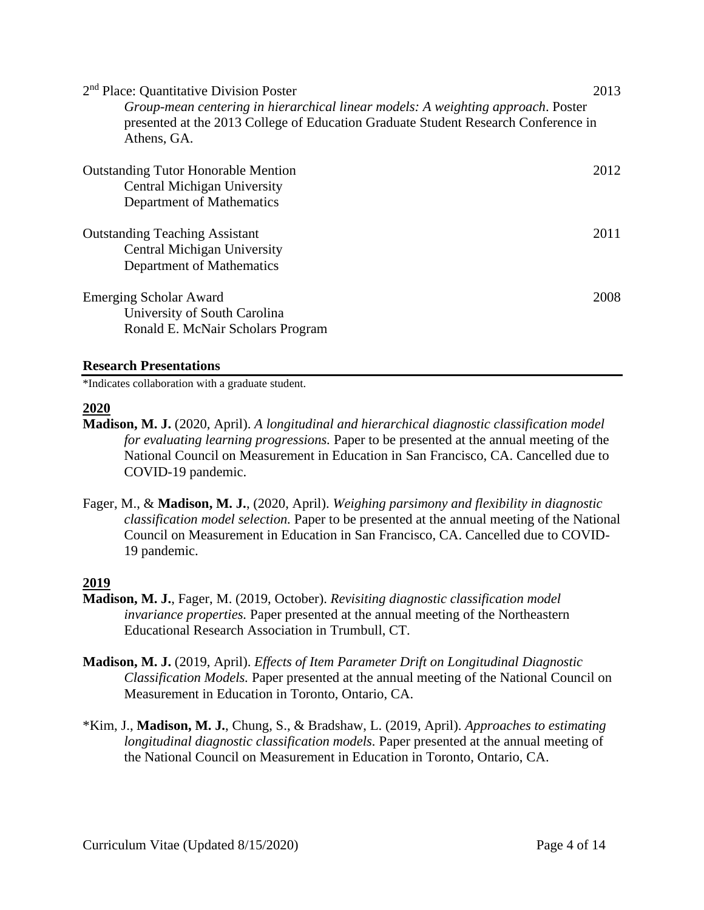2nd Place: Quantitative Division Poster 2013

*Group-mean centering in hierarchical linear models: A weighting approach*. Poster presented at the 2013 College of Education Graduate Student Research Conference in Athens, GA.

Outstanding Tutor Honorable Mention 2012

Central Michigan University
Department of Mathematics

Outstanding Teaching Assistant 2011

Central Michigan University
Department of Mathematics

Emerging Scholar Award 2008

University of South Carolina
Ronald E. McNair Scholars Program

## Research Presentations

*Indicates collaboration with a graduate student.

### 2020

**Madison, M. J.** (2020, April). *A longitudinal and hierarchical diagnostic classification model for evaluating learning progressions.* Paper to be presented at the annual meeting of the National Council on Measurement in Education in San Francisco, CA. Cancelled due to COVID-19 pandemic.

Fager, M., & **Madison, M. J.**, (2020, April). *Weighing parsimony and flexibility in diagnostic classification model selection.* Paper to be presented at the annual meeting of the National Council on Measurement in Education in San Francisco, CA. Cancelled due to COVID-19 pandemic.

### 2019

**Madison, M. J.**, Fager, M. (2019, October). *Revisiting diagnostic classification model invariance properties.* Paper presented at the annual meeting of the Northeastern Educational Research Association in Trumbull, CT.

**Madison, M. J.** (2019, April). *Effects of Item Parameter Drift on Longitudinal Diagnostic Classification Models.* Paper presented at the annual meeting of the National Council on Measurement in Education in Toronto, Ontario, CA.

*Kim, J., **Madison, M. J.**, Chung, S., & Bradshaw, L. (2019, April). *Approaches to estimating longitudinal diagnostic classification models.* Paper presented at the annual meeting of the National Council on Measurement in Education in Toronto, Ontario, CA.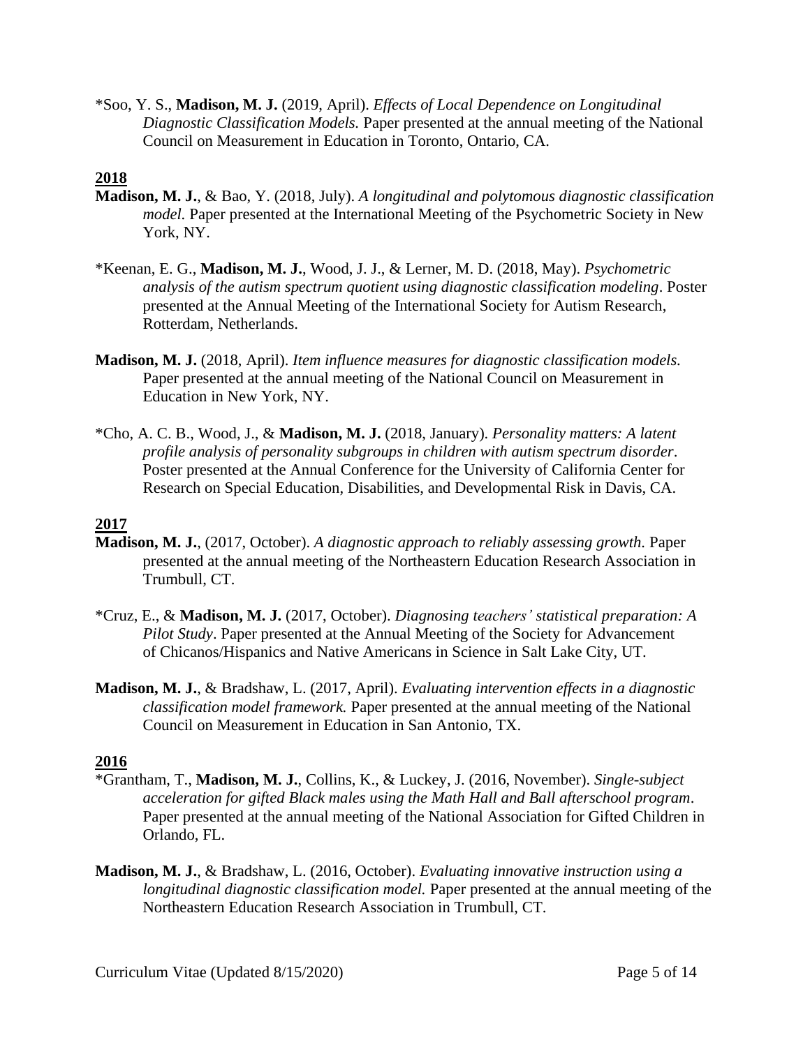*Soo, Y. S., **Madison, M. J.** (2019, April). *Effects of Local Dependence on Longitudinal Diagnostic Classification Models.* Paper presented at the annual meeting of the National Council on Measurement in Education in Toronto, Ontario, CA.

**2018**

**Madison, M. J.**, & Bao, Y. (2018, July). *A longitudinal and polytomous diagnostic classification model.* Paper presented at the International Meeting of the Psychometric Society in New York, NY.

*Keenan, E. G., **Madison, M. J.**, Wood, J. J., & Lerner, M. D. (2018, May). *Psychometric analysis of the autism spectrum quotient using diagnostic classification modeling*. Poster presented at the Annual Meeting of the International Society for Autism Research, Rotterdam, Netherlands.

**Madison, M. J.** (2018, April). *Item influence measures for diagnostic classification models.* Paper presented at the annual meeting of the National Council on Measurement in Education in New York, NY.

*Cho, A. C. B., Wood, J., & **Madison, M. J.** (2018, January). *Personality matters: A latent profile analysis of personality subgroups in children with autism spectrum disorder*. Poster presented at the Annual Conference for the University of California Center for Research on Special Education, Disabilities, and Developmental Risk in Davis, CA.

**2017**

**Madison, M. J.**, (2017, October). *A diagnostic approach to reliably assessing growth.* Paper presented at the annual meeting of the Northeastern Education Research Association in Trumbull, CT.

*Cruz, E., & **Madison, M. J.** (2017, October). *Diagnosing teachers' statistical preparation: A Pilot Study*. Paper presented at the Annual Meeting of the Society for Advancement of Chicanos/Hispanics and Native Americans in Science in Salt Lake City, UT.

**Madison, M. J.**, & Bradshaw, L. (2017, April). *Evaluating intervention effects in a diagnostic classification model framework.* Paper presented at the annual meeting of the National Council on Measurement in Education in San Antonio, TX.

**2016**

*Grantham, T., **Madison, M. J.**, Collins, K., & Luckey, J. (2016, November). *Single-subject acceleration for gifted Black males using the Math Hall and Ball afterschool program*. Paper presented at the annual meeting of the National Association for Gifted Children in Orlando, FL.

**Madison, M. J.**, & Bradshaw, L. (2016, October). *Evaluating innovative instruction using a longitudinal diagnostic classification model.* Paper presented at the annual meeting of the Northeastern Education Research Association in Trumbull, CT.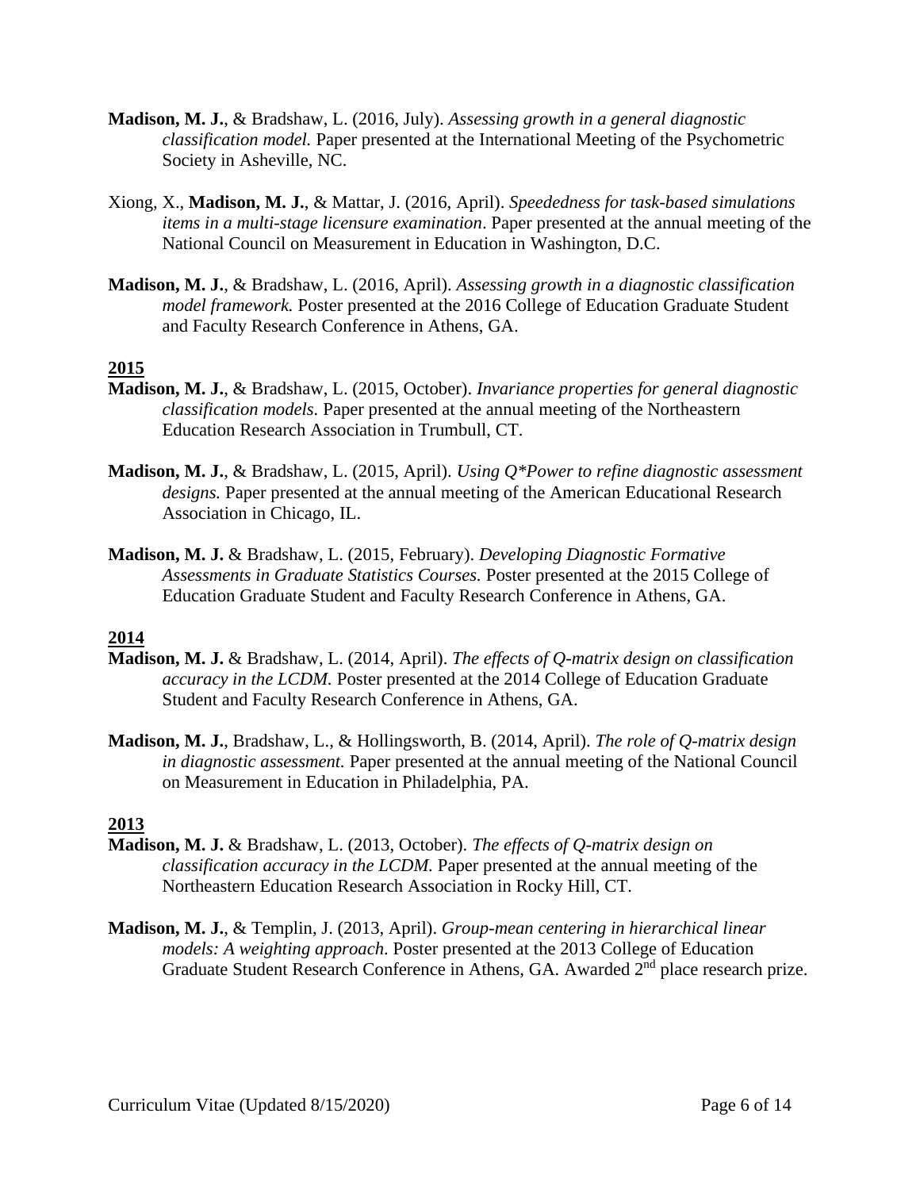**Madison, M. J.**, & Bradshaw, L. (2016, July). *Assessing growth in a general diagnostic classification model.* Paper presented at the International Meeting of the Psychometric Society in Asheville, NC.

Xiong, X., **Madison, M. J.**, & Mattar, J. (2016, April). *Speededness for task-based simulations items in a multi-stage licensure examination*. Paper presented at the annual meeting of the National Council on Measurement in Education in Washington, D.C.

**Madison, M. J.**, & Bradshaw, L. (2016, April). *Assessing growth in a diagnostic classification model framework.* Poster presented at the 2016 College of Education Graduate Student and Faculty Research Conference in Athens, GA.

## 2015

**Madison, M. J.**, & Bradshaw, L. (2015, October). *Invariance properties for general diagnostic classification models.* Paper presented at the annual meeting of the Northeastern Education Research Association in Trumbull, CT.

**Madison, M. J.**, & Bradshaw, L. (2015, April). *Using Q*Power to refine diagnostic assessment designs.* Paper presented at the annual meeting of the American Educational Research Association in Chicago, IL.

**Madison, M. J.** & Bradshaw, L. (2015, February). *Developing Diagnostic Formative Assessments in Graduate Statistics Courses.* Poster presented at the 2015 College of Education Graduate Student and Faculty Research Conference in Athens, GA.

## 2014

**Madison, M. J.** & Bradshaw, L. (2014, April). *The effects of Q-matrix design on classification accuracy in the LCDM.* Poster presented at the 2014 College of Education Graduate Student and Faculty Research Conference in Athens, GA.

**Madison, M. J.**, Bradshaw, L., & Hollingsworth, B. (2014, April). *The role of Q-matrix design in diagnostic assessment.* Paper presented at the annual meeting of the National Council on Measurement in Education in Philadelphia, PA.

## 2013

**Madison, M. J.** & Bradshaw, L. (2013, October). *The effects of Q-matrix design on classification accuracy in the LCDM.* Paper presented at the annual meeting of the Northeastern Education Research Association in Rocky Hill, CT.

**Madison, M. J.**, & Templin, J. (2013, April). *Group-mean centering in hierarchical linear models: A weighting approach*. Poster presented at the 2013 College of Education Graduate Student Research Conference in Athens, GA. Awarded 2nd place research prize.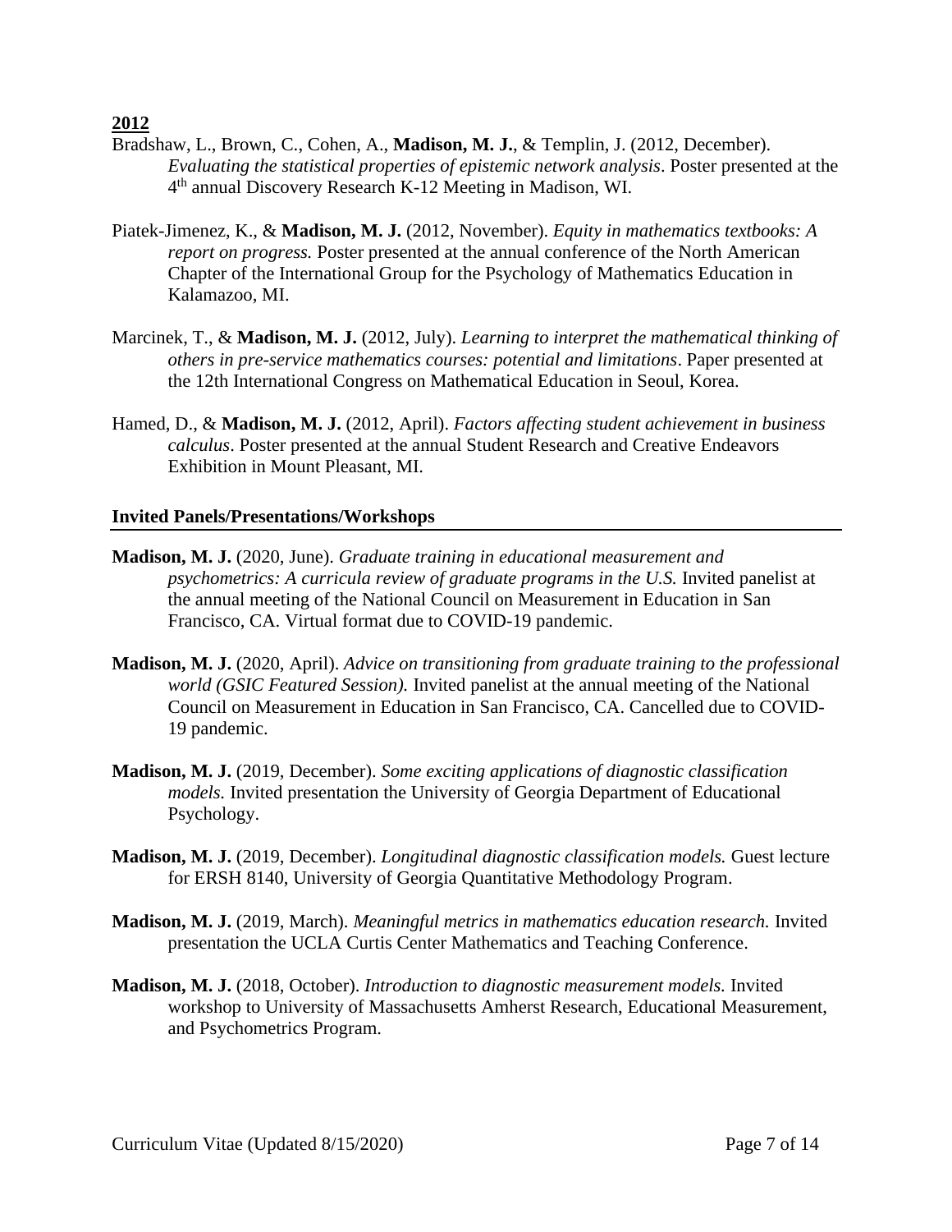**2012**

Bradshaw, L., Brown, C., Cohen, A., **Madison, M. J.**, & Templin, J. (2012, December). *Evaluating the statistical properties of epistemic network analysis*. Poster presented at the 4th annual Discovery Research K-12 Meeting in Madison, WI.

Piatek-Jimenez, K., & **Madison, M. J.** (2012, November). *Equity in mathematics textbooks: A report on progress.* Poster presented at the annual conference of the North American Chapter of the International Group for the Psychology of Mathematics Education in Kalamazoo, MI.

Marcinek, T., & **Madison, M. J.** (2012, July). *Learning to interpret the mathematical thinking of others in pre-service mathematics courses: potential and limitations*. Paper presented at the 12th International Congress on Mathematical Education in Seoul, Korea.

Hamed, D., & **Madison, M. J.** (2012, April). *Factors affecting student achievement in business calculus*. Poster presented at the annual Student Research and Creative Endeavors Exhibition in Mount Pleasant, MI.

## Invited Panels/Presentations/Workshops

**Madison, M. J.** (2020, June). *Graduate training in educational measurement and psychometrics: A curricula review of graduate programs in the U.S.* Invited panelist at the annual meeting of the National Council on Measurement in Education in San Francisco, CA. Virtual format due to COVID-19 pandemic.

**Madison, M. J.** (2020, April). *Advice on transitioning from graduate training to the professional world (GSIC Featured Session).* Invited panelist at the annual meeting of the National Council on Measurement in Education in San Francisco, CA. Cancelled due to COVID-19 pandemic.

**Madison, M. J.** (2019, December). *Some exciting applications of diagnostic classification models.* Invited presentation the University of Georgia Department of Educational Psychology.

**Madison, M. J.** (2019, December). *Longitudinal diagnostic classification models.* Guest lecture for ERSH 8140, University of Georgia Quantitative Methodology Program.

**Madison, M. J.** (2019, March). *Meaningful metrics in mathematics education research.* Invited presentation the UCLA Curtis Center Mathematics and Teaching Conference.

**Madison, M. J.** (2018, October). *Introduction to diagnostic measurement models.* Invited workshop to University of Massachusetts Amherst Research, Educational Measurement, and Psychometrics Program.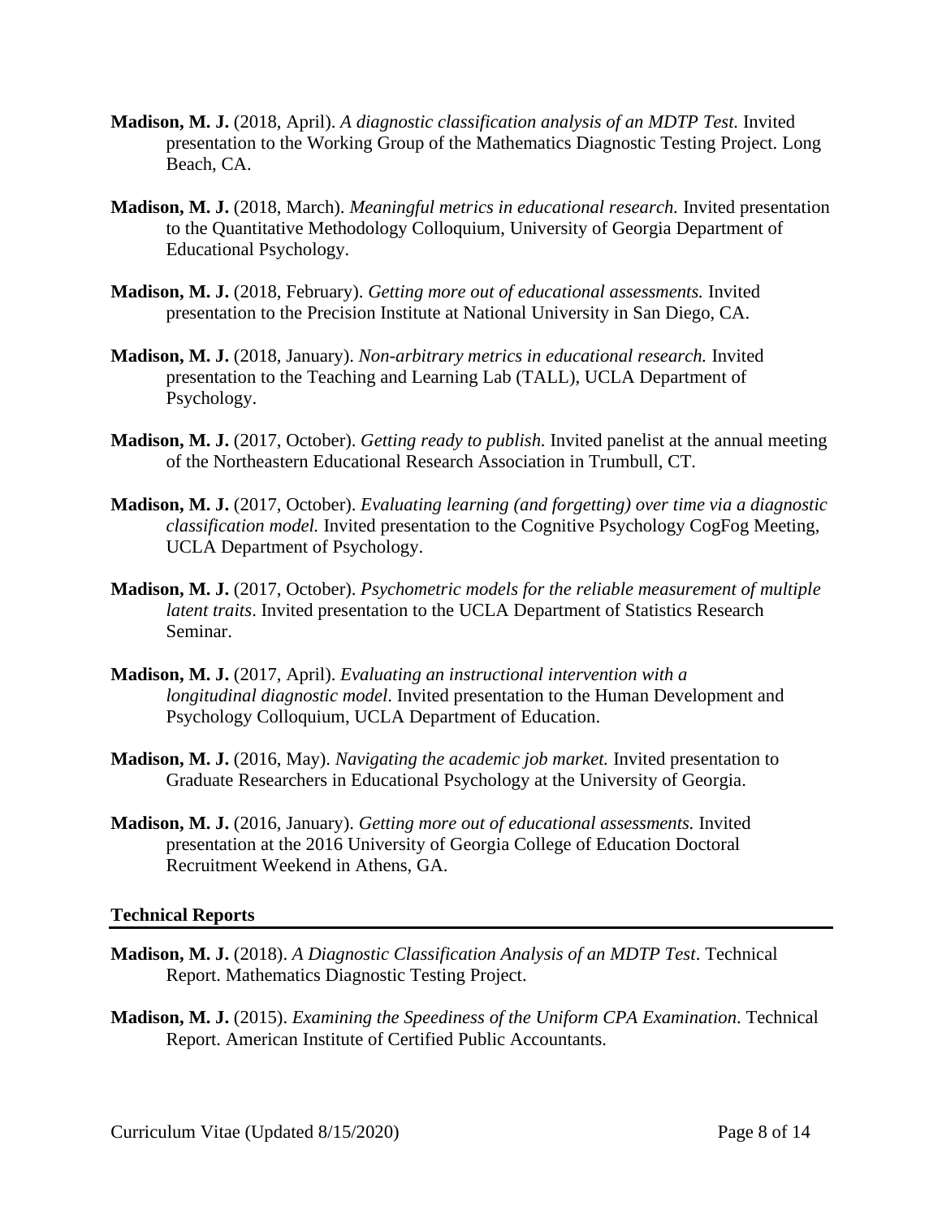**Madison, M. J.** (2018, April). *A diagnostic classification analysis of an MDTP Test.* Invited presentation to the Working Group of the Mathematics Diagnostic Testing Project. Long Beach, CA.

**Madison, M. J.** (2018, March). *Meaningful metrics in educational research.* Invited presentation to the Quantitative Methodology Colloquium, University of Georgia Department of Educational Psychology.

**Madison, M. J.** (2018, February). *Getting more out of educational assessments.* Invited presentation to the Precision Institute at National University in San Diego, CA.

**Madison, M. J.** (2018, January). *Non-arbitrary metrics in educational research.* Invited presentation to the Teaching and Learning Lab (TALL), UCLA Department of Psychology.

**Madison, M. J.** (2017, October). *Getting ready to publish.* Invited panelist at the annual meeting of the Northeastern Educational Research Association in Trumbull, CT.

**Madison, M. J.** (2017, October). *Evaluating learning (and forgetting) over time via a diagnostic classification model.* Invited presentation to the Cognitive Psychology CogFog Meeting, UCLA Department of Psychology.

**Madison, M. J.** (2017, October). *Psychometric models for the reliable measurement of multiple latent traits*. Invited presentation to the UCLA Department of Statistics Research Seminar.

**Madison, M. J.** (2017, April). *Evaluating an instructional intervention with a longitudinal diagnostic model.* Invited presentation to the Human Development and Psychology Colloquium, UCLA Department of Education.

**Madison, M. J.** (2016, May). *Navigating the academic job market.* Invited presentation to Graduate Researchers in Educational Psychology at the University of Georgia.

**Madison, M. J.** (2016, January). *Getting more out of educational assessments.* Invited presentation at the 2016 University of Georgia College of Education Doctoral Recruitment Weekend in Athens, GA.

## Technical Reports

**Madison, M. J.** (2018). *A Diagnostic Classification Analysis of an MDTP Test*. Technical Report. Mathematics Diagnostic Testing Project.

**Madison, M. J.** (2015). *Examining the Speediness of the Uniform CPA Examination*. Technical Report. American Institute of Certified Public Accountants.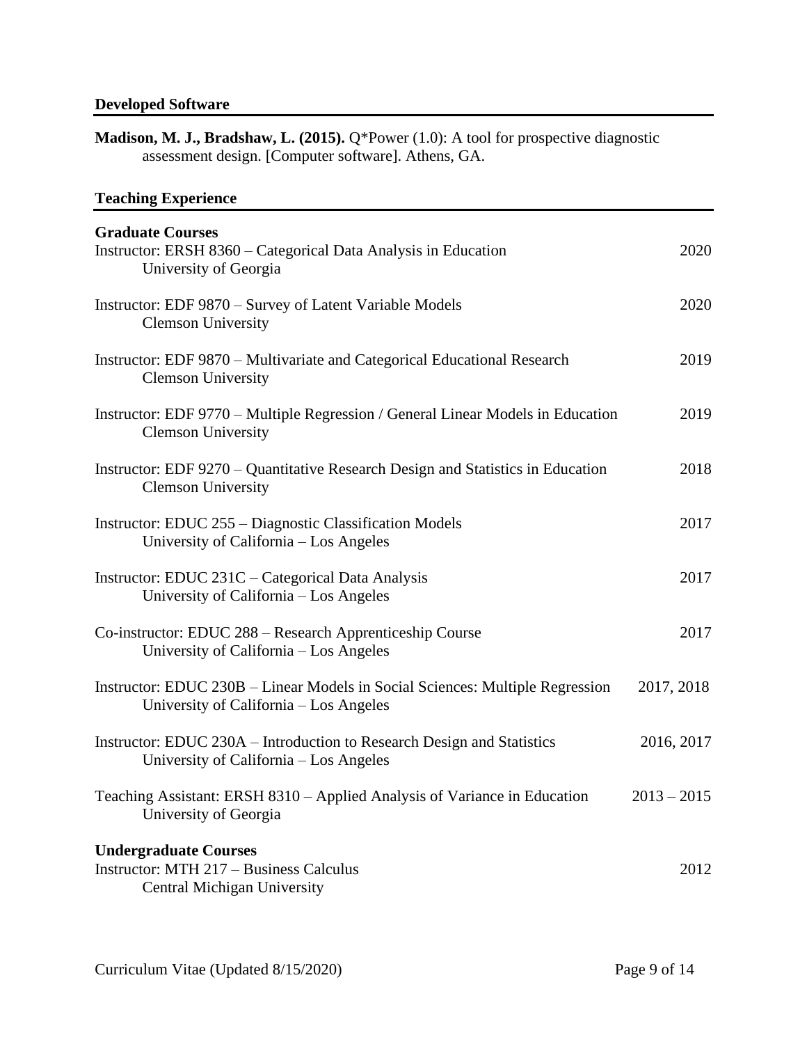## Developed Software

**Madison, M. J., Bradshaw, L. (2015).** Q*Power (1.0): A tool for prospective diagnostic assessment design. [Computer software]. Athens, GA.

## Teaching Experience

### Graduate Courses

Instructor: ERSH 8360 – Categorical Data Analysis in Education — 2020
University of Georgia

Instructor: EDF 9870 – Survey of Latent Variable Models — 2020
Clemson University

Instructor: EDF 9870 – Multivariate and Categorical Educational Research — 2019
Clemson University

Instructor: EDF 9770 – Multiple Regression / General Linear Models in Education — 2019
Clemson University

Instructor: EDF 9270 – Quantitative Research Design and Statistics in Education — 2018
Clemson University

Instructor: EDUC 255 – Diagnostic Classification Models — 2017
University of California – Los Angeles

Instructor: EDUC 231C – Categorical Data Analysis — 2017
University of California – Los Angeles

Co-instructor: EDUC 288 – Research Apprenticeship Course — 2017
University of California – Los Angeles

Instructor: EDUC 230B – Linear Models in Social Sciences: Multiple Regression — 2017, 2018
University of California – Los Angeles

Instructor: EDUC 230A – Introduction to Research Design and Statistics — 2016, 2017
University of California – Los Angeles

Teaching Assistant: ERSH 8310 – Applied Analysis of Variance in Education — 2013 – 2015
University of Georgia

### Undergraduate Courses

Instructor: MTH 217 – Business Calculus — 2012
Central Michigan University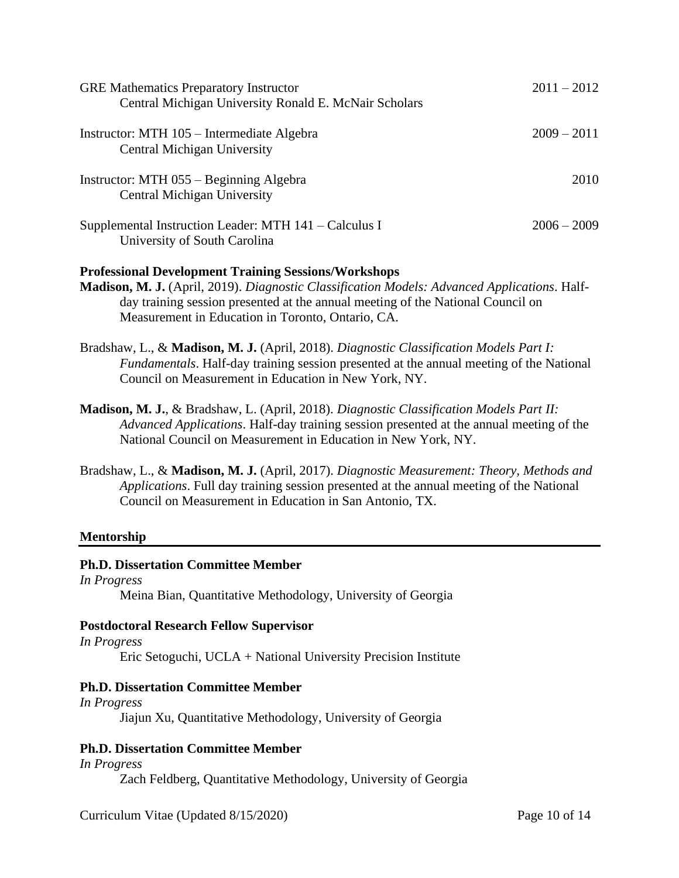GRE Mathematics Preparatory Instructor — 2011 – 2012
Central Michigan University Ronald E. McNair Scholars

Instructor: MTH 105 – Intermediate Algebra — 2009 – 2011
Central Michigan University

Instructor: MTH 055 – Beginning Algebra — 2010
Central Michigan University

Supplemental Instruction Leader: MTH 141 – Calculus I — 2006 – 2009
University of South Carolina

### Professional Development Training Sessions/Workshops

**Madison, M. J.** (April, 2019). *Diagnostic Classification Models: Advanced Applications*. Half-day training session presented at the annual meeting of the National Council on Measurement in Education in Toronto, Ontario, CA.

Bradshaw, L., & **Madison, M. J.** (April, 2018). *Diagnostic Classification Models Part I: Fundamentals*. Half-day training session presented at the annual meeting of the National Council on Measurement in Education in New York, NY.

**Madison, M. J.**, & Bradshaw, L. (April, 2018). *Diagnostic Classification Models Part II: Advanced Applications*. Half-day training session presented at the annual meeting of the National Council on Measurement in Education in New York, NY.

Bradshaw, L., & **Madison, M. J.** (April, 2017). *Diagnostic Measurement: Theory, Methods and Applications*. Full day training session presented at the annual meeting of the National Council on Measurement in Education in San Antonio, TX.

## Mentorship

### Ph.D. Dissertation Committee Member

*In Progress*

Meina Bian, Quantitative Methodology, University of Georgia

### Postdoctoral Research Fellow Supervisor

*In Progress*

Eric Setoguchi, UCLA + National University Precision Institute

### Ph.D. Dissertation Committee Member

*In Progress*

Jiajun Xu, Quantitative Methodology, University of Georgia

### Ph.D. Dissertation Committee Member

*In Progress*

Zach Feldberg, Quantitative Methodology, University of Georgia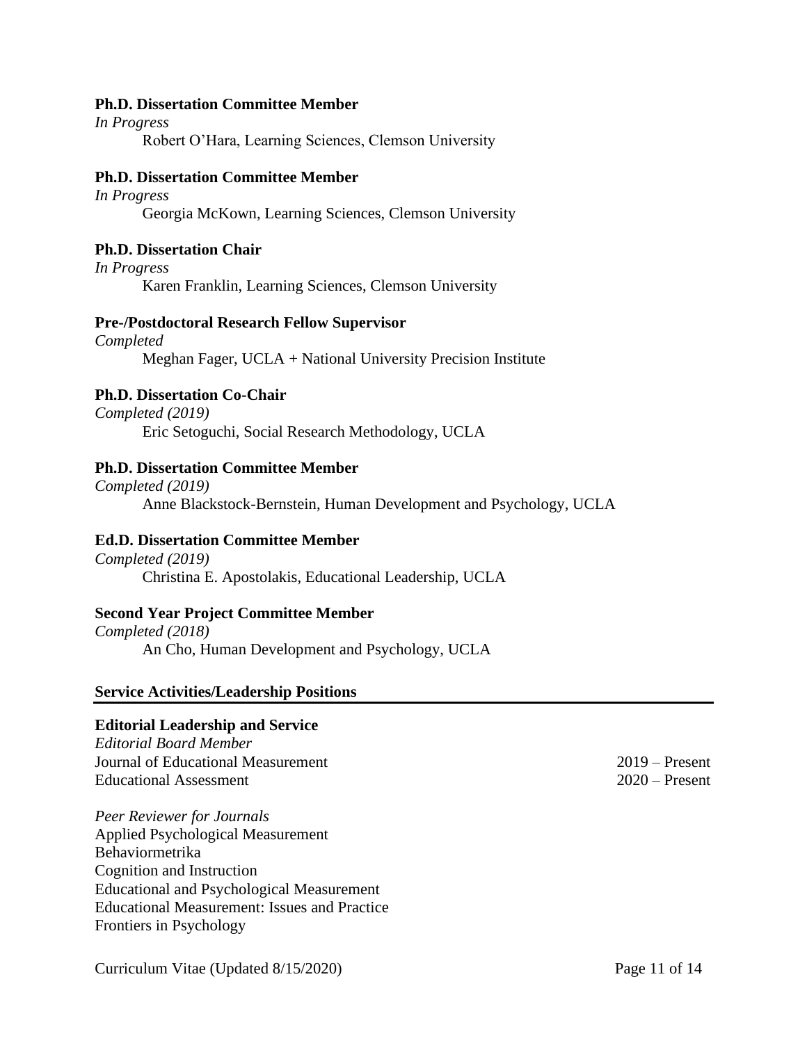**Ph.D. Dissertation Committee Member**
*In Progress*
Robert O'Hara, Learning Sciences, Clemson University

**Ph.D. Dissertation Committee Member**
*In Progress*
Georgia McKown, Learning Sciences, Clemson University

**Ph.D. Dissertation Chair**
*In Progress*
Karen Franklin, Learning Sciences, Clemson University

**Pre-/Postdoctoral Research Fellow Supervisor**
*Completed*
Meghan Fager, UCLA + National University Precision Institute

**Ph.D. Dissertation Co-Chair**
*Completed (2019)*
Eric Setoguchi, Social Research Methodology, UCLA

**Ph.D. Dissertation Committee Member**
*Completed (2019)*
Anne Blackstock-Bernstein, Human Development and Psychology, UCLA

**Ed.D. Dissertation Committee Member**
*Completed (2019)*
Christina E. Apostolakis, Educational Leadership, UCLA

**Second Year Project Committee Member**
*Completed (2018)*
An Cho, Human Development and Psychology, UCLA

## Service Activities/Leadership Positions

**Editorial Leadership and Service**
*Editorial Board Member*
Journal of Educational Measurement 2019 – Present
Educational Assessment 2020 – Present

*Peer Reviewer for Journals*
Applied Psychological Measurement
Behaviormetrika
Cognition and Instruction
Educational and Psychological Measurement
Educational Measurement: Issues and Practice
Frontiers in Psychology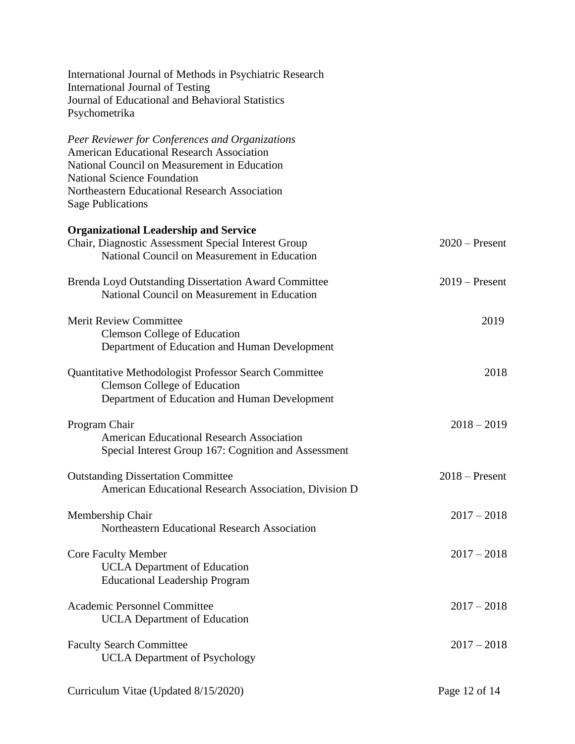International Journal of Methods in Psychiatric Research
International Journal of Testing
Journal of Educational and Behavioral Statistics
Psychometrika

*Peer Reviewer for Conferences and Organizations*
American Educational Research Association
National Council on Measurement in Education
National Science Foundation
Northeastern Educational Research Association
Sage Publications

**Organizational Leadership and Service**

Chair, Diagnostic Assessment Special Interest Group — 2020 – Present
National Council on Measurement in Education

Brenda Loyd Outstanding Dissertation Award Committee — 2019 – Present
National Council on Measurement in Education

Merit Review Committee — 2019
Clemson College of Education
Department of Education and Human Development

Quantitative Methodologist Professor Search Committee — 2018
Clemson College of Education
Department of Education and Human Development

Program Chair — 2018 – 2019
American Educational Research Association
Special Interest Group 167: Cognition and Assessment

Outstanding Dissertation Committee — 2018 – Present
American Educational Research Association, Division D

Membership Chair — 2017 – 2018
Northeastern Educational Research Association

Core Faculty Member — 2017 – 2018
UCLA Department of Education
Educational Leadership Program

Academic Personnel Committee — 2017 – 2018
UCLA Department of Education

Faculty Search Committee — 2017 – 2018
UCLA Department of Psychology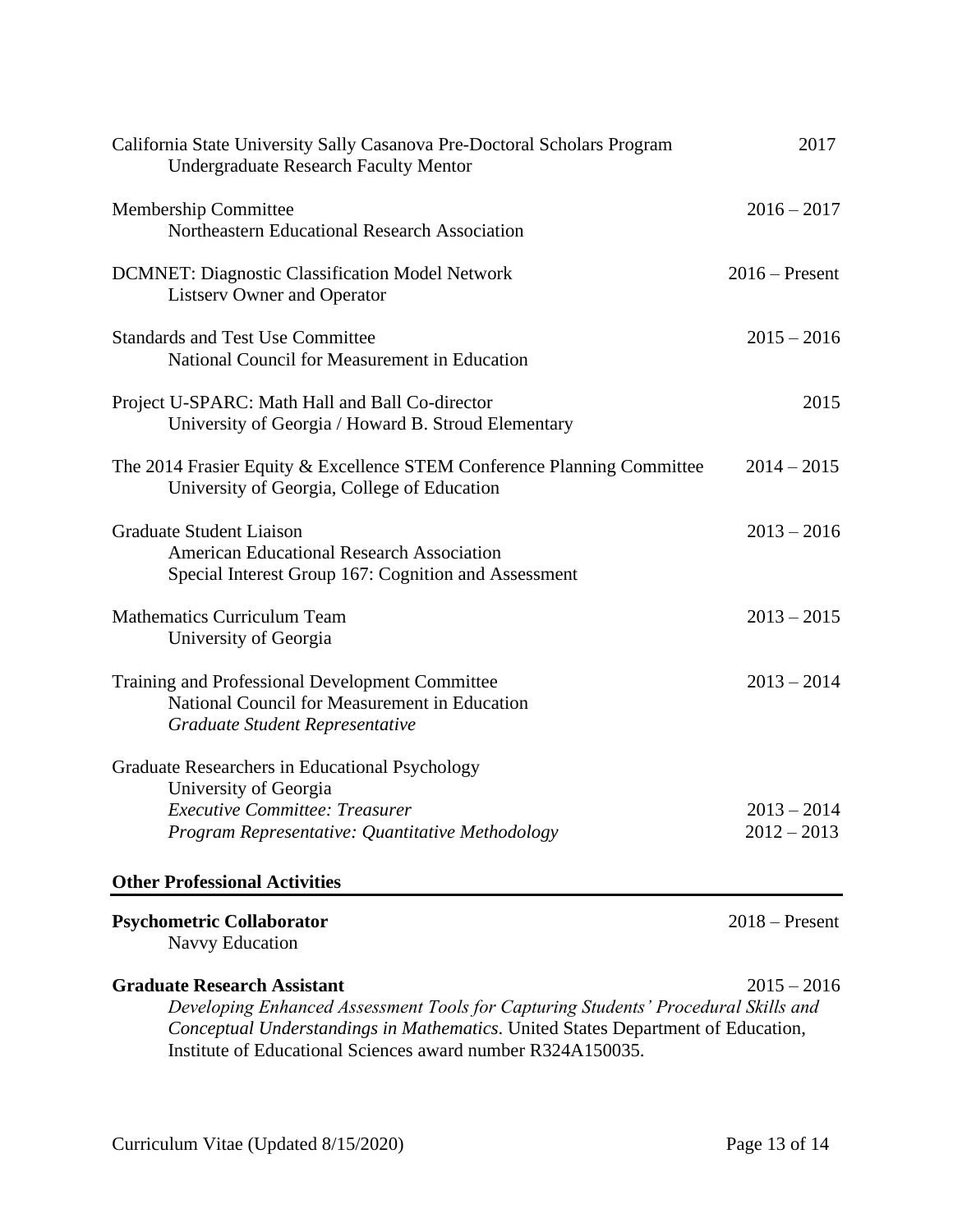California State University Sally Casanova Pre-Doctoral Scholars Program — 2017
Undergraduate Research Faculty Mentor

Membership Committee — 2016 – 2017
Northeastern Educational Research Association

DCMNET: Diagnostic Classification Model Network — 2016 – Present
Listserv Owner and Operator

Standards and Test Use Committee — 2015 – 2016
National Council for Measurement in Education

Project U-SPARC: Math Hall and Ball Co-director — 2015
University of Georgia / Howard B. Stroud Elementary

The 2014 Frasier Equity & Excellence STEM Conference Planning Committee — 2014 – 2015
University of Georgia, College of Education

Graduate Student Liaison — 2013 – 2016
American Educational Research Association
Special Interest Group 167: Cognition and Assessment

Mathematics Curriculum Team — 2013 – 2015
University of Georgia

Training and Professional Development Committee — 2013 – 2014
National Council for Measurement in Education
*Graduate Student Representative*

Graduate Researchers in Educational Psychology
University of Georgia
*Executive Committee: Treasurer* — 2013 – 2014
*Program Representative: Quantitative Methodology* — 2012 – 2013

## Other Professional Activities

**Psychometric Collaborator** — 2018 – Present
Navvy Education

**Graduate Research Assistant** — 2015 – 2016
*Developing Enhanced Assessment Tools for Capturing Students' Procedural Skills and Conceptual Understandings in Mathematics*. United States Department of Education, Institute of Educational Sciences award number R324A150035.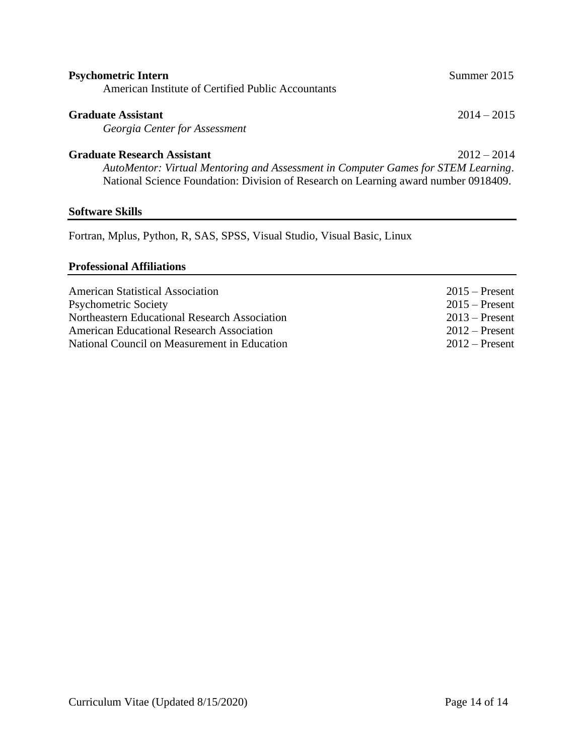**Psychometric Intern** Summer 2015

American Institute of Certified Public Accountants

**Graduate Assistant** 2014 – 2015

*Georgia Center for Assessment*

**Graduate Research Assistant** 2012 – 2014

*AutoMentor: Virtual Mentoring and Assessment in Computer Games for STEM Learning*. National Science Foundation: Division of Research on Learning award number 0918409.

## Software Skills

Fortran, Mplus, Python, R, SAS, SPSS, Visual Studio, Visual Basic, Linux

## Professional Affiliations

| | |
|---|---|
| American Statistical Association | 2015 – Present |
| Psychometric Society | 2015 – Present |
| Northeastern Educational Research Association | 2013 – Present |
| American Educational Research Association | 2012 – Present |
| National Council on Measurement in Education | 2012 – Present |